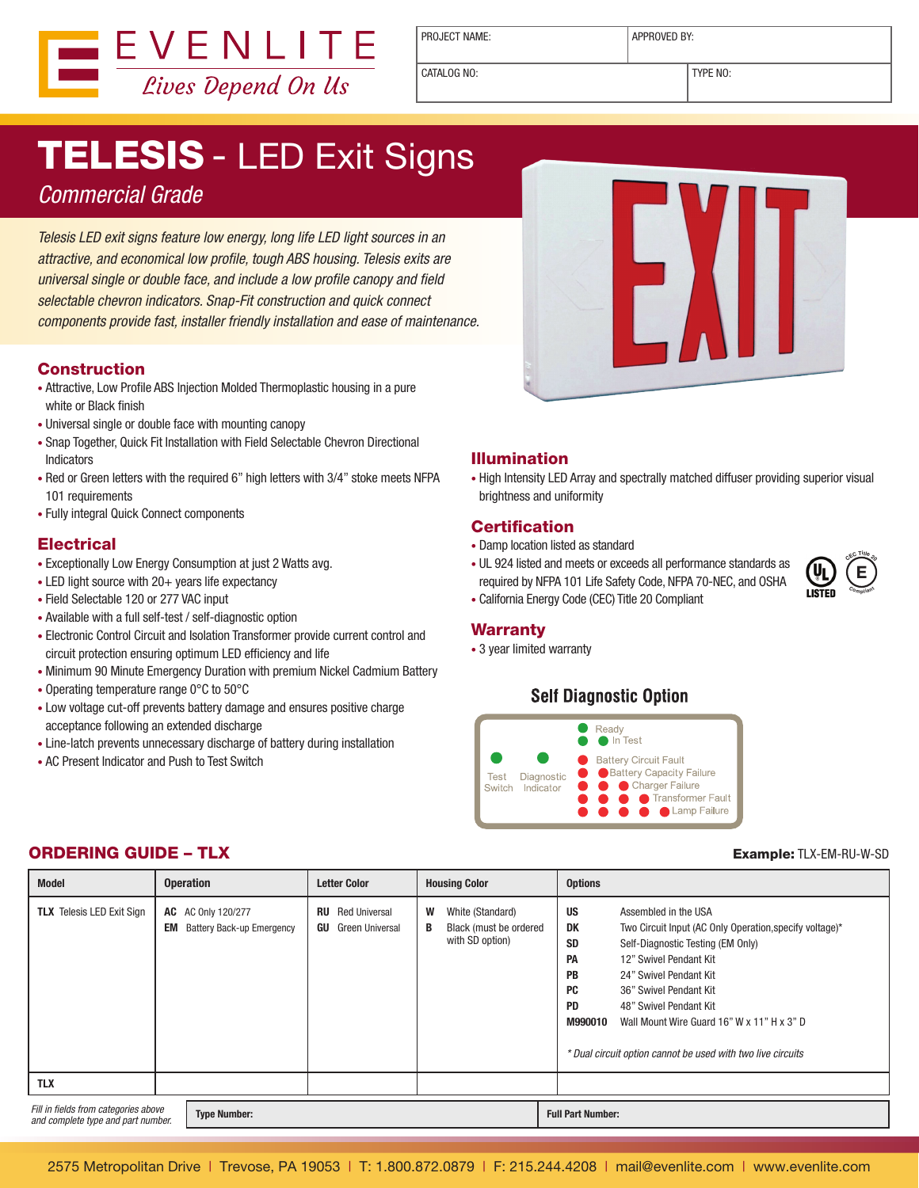# EVENLITE

*Lives Depend On Us*

| PROJECT NAME: | APPROVED BY: |
|---|---|
| CATALOG NO: | TYPE NO: |

# TELESIS - LED Exit Signs

*Commercial Grade*

*Telesis LED exit signs feature low energy, long life LED light sources in an attractive, and economical low profile, tough ABS housing. Telesis exits are universal single or double face, and include a low profile canopy and field selectable chevron indicators. Snap-Fit construction and quick connect components provide fast, installer friendly installation and ease of maintenance.*

## Construction

- Attractive, Low Profile ABS Injection Molded Thermoplastic housing in a pure white or Black finish
- Universal single or double face with mounting canopy
- Snap Together, Quick Fit Installation with Field Selectable Chevron Directional Indicators
- Red or Green letters with the required 6" high letters with 3/4" stoke meets NFPA 101 requirements
- Fully integral Quick Connect components

## Electrical

- Exceptionally Low Energy Consumption at just 2 Watts avg.
- LED light source with 20+ years life expectancy
- Field Selectable 120 or 277 VAC input
- Available with a full self-test / self-diagnostic option
- Electronic Control Circuit and Isolation Transformer provide current control and circuit protection ensuring optimum LED efficiency and life
- Minimum 90 Minute Emergency Duration with premium Nickel Cadmium Battery
- Operating temperature range 0°C to 50°C
- Low voltage cut-off prevents battery damage and ensures positive charge acceptance following an extended discharge
- Line-latch prevents unnecessary discharge of battery during installation
- AC Present Indicator and Push to Test Switch

## Illumination

- High Intensity LED Array and spectrally matched diffuser providing superior visual brightness and uniformity

## Certification

- Damp location listed as standard
- UL 924 listed and meets or exceeds all performance standards as required by NFPA 101 Life Safety Code, NFPA 70-NEC, and OSHA
- California Energy Code (CEC) Title 20 Compliant

## Warranty

- 3 year limited warranty

## Self Diagnostic Option

Test Switch | Diagnostic Indicator

- Ready
- In Test
- Battery Circuit Fault
- Battery Capacity Failure
- Charger Failure
- Transformer Fault
- Lamp Failure

## ORDERING GUIDE – TLX

**Example:** TLX-EM-RU-W-SD

| Model | Operation | Letter Color | Housing Color | Options |
|---|---|---|---|---|
| **TLX** Telesis LED Exit Sign | **AC** AC Only 120/277<br>**EM** Battery Back-up Emergency | **RU** Red Universal<br>**GU** Green Universal | **W** White (Standard)<br>**B** Black (must be ordered with SD option) | **US** Assembled in the USA<br>**DK** Two Circuit Input (AC Only Operation,specify voltage)*<br>**SD** Self-Diagnostic Testing (EM Only)<br>**PA** 12" Swivel Pendant Kit<br>**PB** 24" Swivel Pendant Kit<br>**PC** 36" Swivel Pendant Kit<br>**PD** 48" Swivel Pendant Kit<br>**M990010** Wall Mount Wire Guard 16" W x 11" H x 3" D<br>*\* Dual circuit option cannot be used with two live circuits* |
| **TLX** | | | | |

*Fill in fields from categories above and complete type and part number.* | **Type Number:** | **Full Part Number:**

2575 Metropolitan Drive | Trevose, PA 19053 | T: 1.800.872.0879 | F: 215.244.4208 | mail@evenlite.com | www.evenlite.com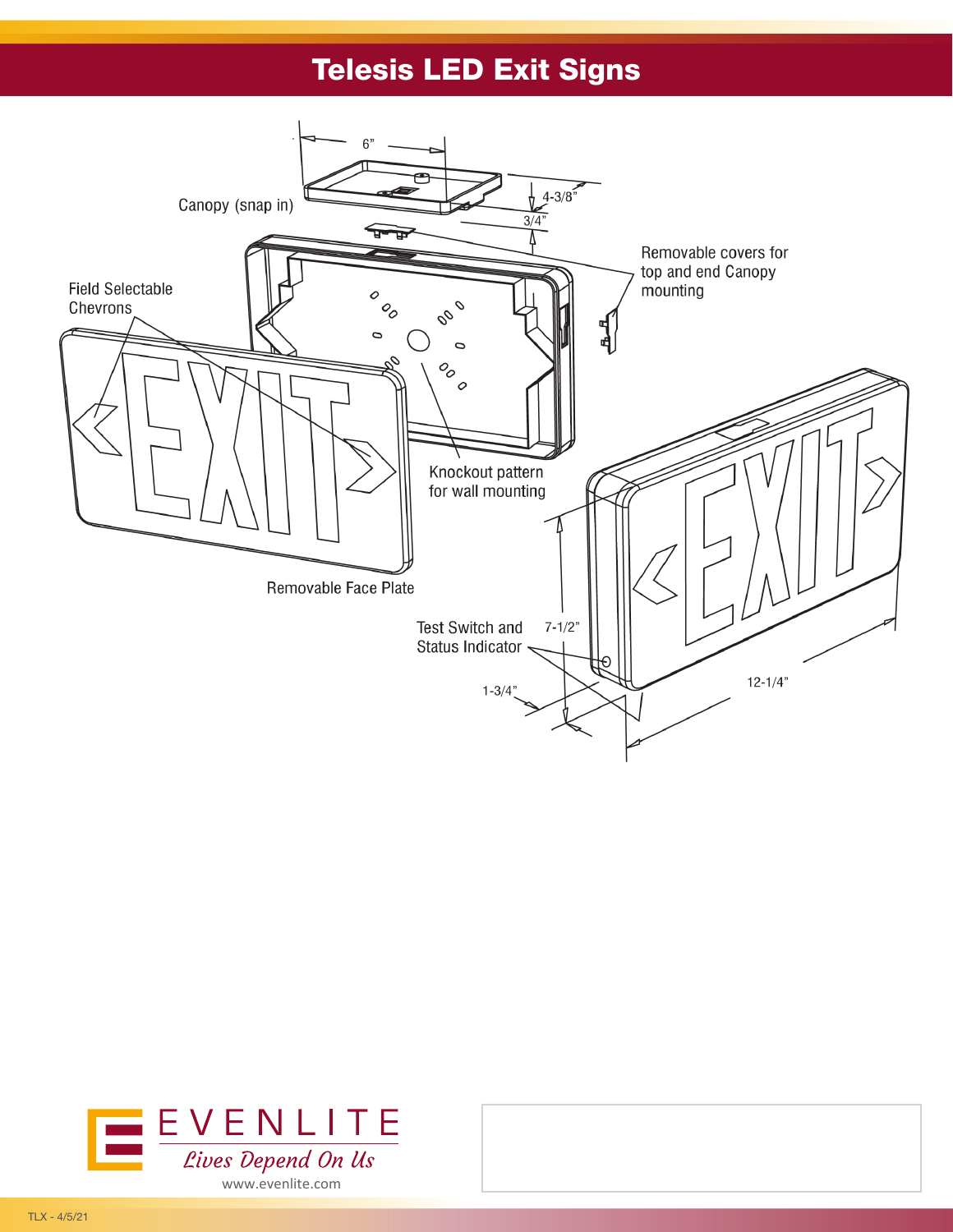# Telesis LED Exit Signs

Canopy (snap in)

6"

4-3/8"

3/4"

Removable covers for top and end Canopy mounting

Field Selectable Chevrons

Knockout pattern for wall mounting

Removable Face Plate

Test Switch and Status Indicator

7-1/2"

1-3/4"

12-1/4"

EVENLITE

*Lives Depend On Us*

www.evenlite.com

TLX - 4/5/21